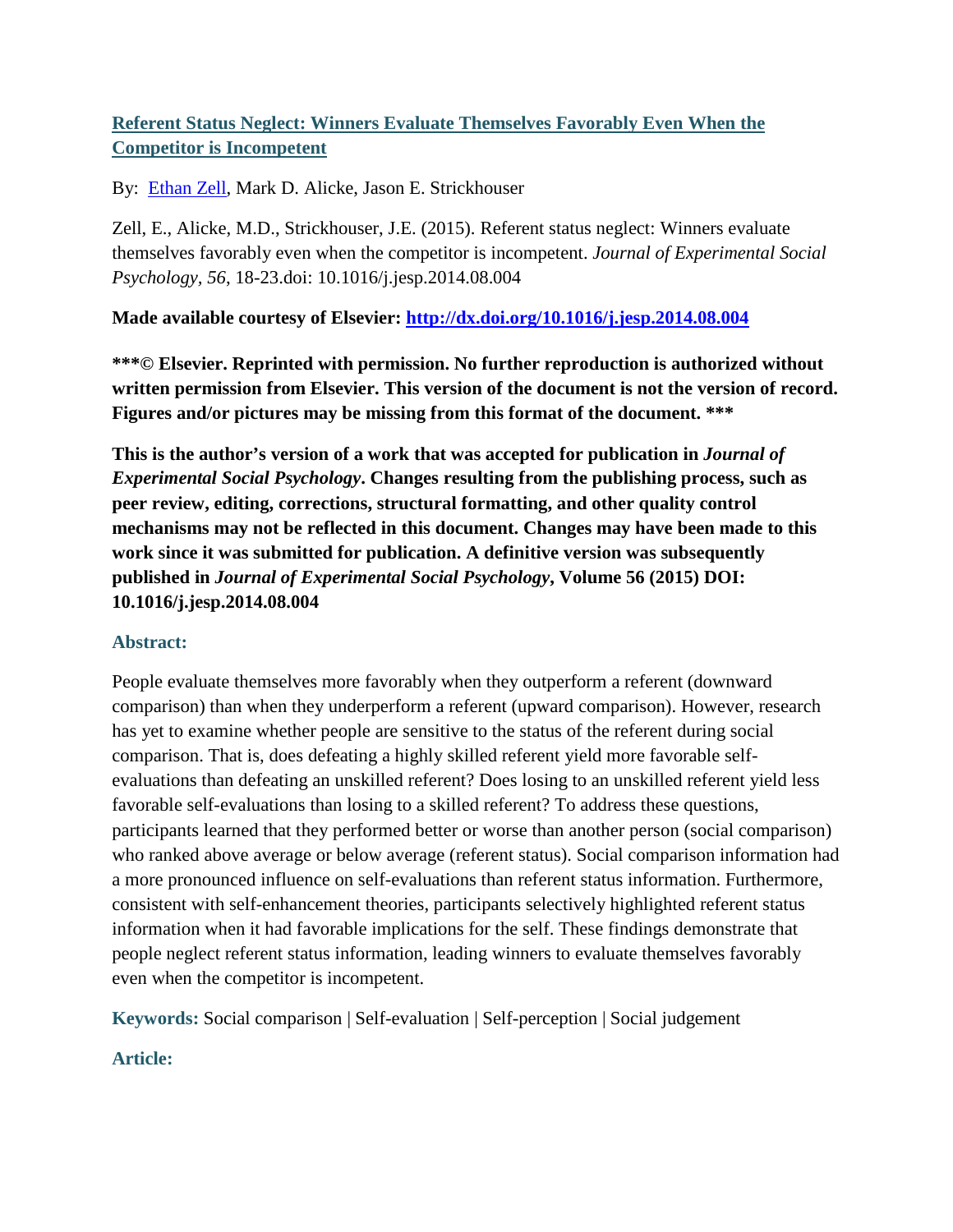# [Referent Status Neglect: Winners Evaluate Themselves Favorably Even When the Competitor is Incompetent]

By: [Ethan Zell], Mark D. Alicke, Jason E. Strickhouser

Zell, E., Alicke, M.D., Strickhouser, J.E. (2015). Referent status neglect: Winners evaluate themselves favorably even when the competitor is incompetent. *Journal of Experimental Social Psychology, 56*, 18-23.doi: 10.1016/j.jesp.2014.08.004

**Made available courtesy of Elsevier: [http://dx.doi.org/10.1016/j.jesp.2014.08.004](http://dx.doi.org/10.1016/j.jesp.2014.08.004)**

**\*\*\*© Elsevier. Reprinted with permission. No further reproduction is authorized without written permission from Elsevier. This version of the document is not the version of record. Figures and/or pictures may be missing from this format of the document. \*\*\***

**This is the author's version of a work that was accepted for publication in *Journal of Experimental Social Psychology*. Changes resulting from the publishing process, such as peer review, editing, corrections, structural formatting, and other quality control mechanisms may not be reflected in this document. Changes may have been made to this work since it was submitted for publication. A definitive version was subsequently published in *Journal of Experimental Social Psychology*, Volume 56 (2015) DOI: 10.1016/j.jesp.2014.08.004**

## Abstract:

People evaluate themselves more favorably when they outperform a referent (downward comparison) than when they underperform a referent (upward comparison). However, research has yet to examine whether people are sensitive to the status of the referent during social comparison. That is, does defeating a highly skilled referent yield more favorable self-evaluations than defeating an unskilled referent? Does losing to an unskilled referent yield less favorable self-evaluations than losing to a skilled referent? To address these questions, participants learned that they performed better or worse than another person (social comparison) who ranked above average or below average (referent status). Social comparison information had a more pronounced influence on self-evaluations than referent status information. Furthermore, consistent with self-enhancement theories, participants selectively highlighted referent status information when it had favorable implications for the self. These findings demonstrate that people neglect referent status information, leading winners to evaluate themselves favorably even when the competitor is incompetent.

**Keywords:** Social comparison | Self-evaluation | Self-perception | Social judgement

## Article: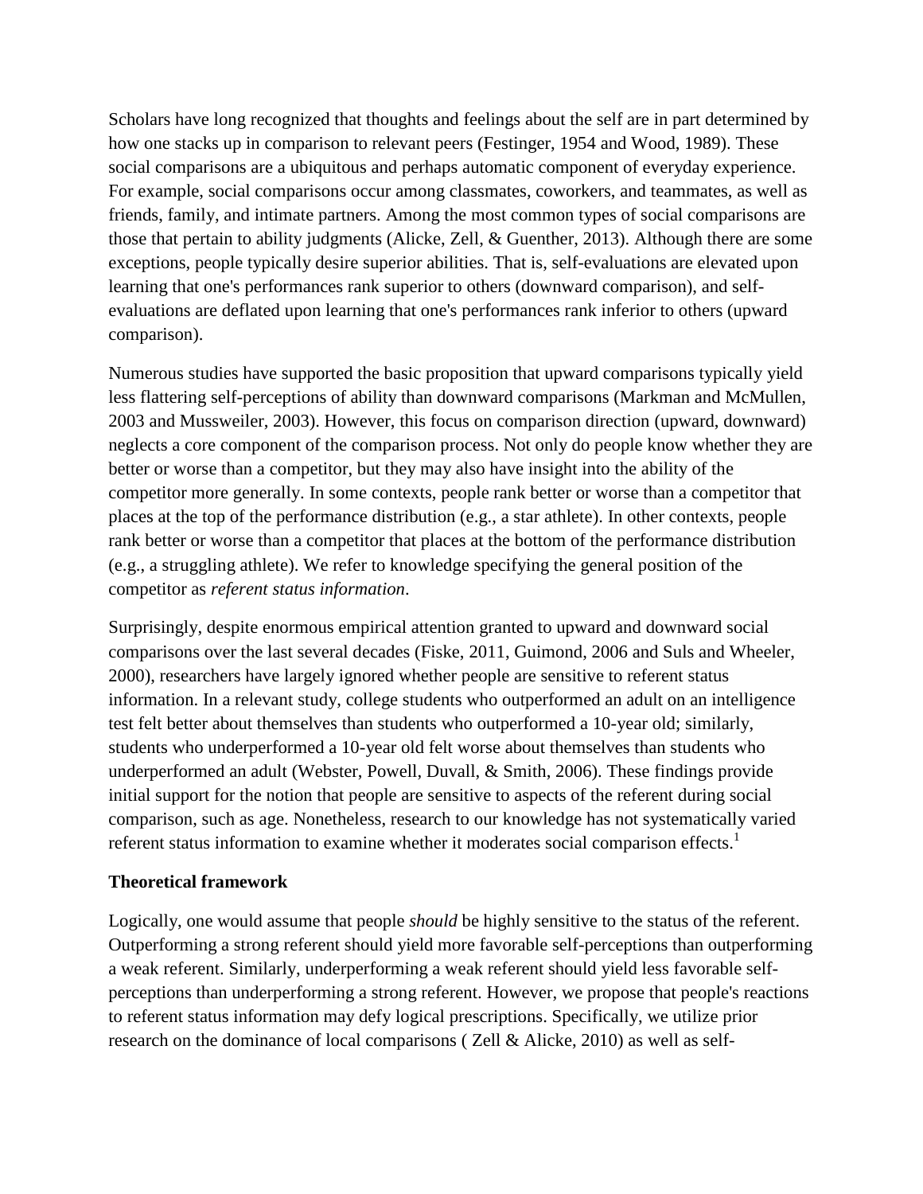Scholars have long recognized that thoughts and feelings about the self are in part determined by how one stacks up in comparison to relevant peers (Festinger, 1954 and Wood, 1989). These social comparisons are a ubiquitous and perhaps automatic component of everyday experience. For example, social comparisons occur among classmates, coworkers, and teammates, as well as friends, family, and intimate partners. Among the most common types of social comparisons are those that pertain to ability judgments (Alicke, Zell, & Guenther, 2013). Although there are some exceptions, people typically desire superior abilities. That is, self-evaluations are elevated upon learning that one's performances rank superior to others (downward comparison), and self-evaluations are deflated upon learning that one's performances rank inferior to others (upward comparison).

Numerous studies have supported the basic proposition that upward comparisons typically yield less flattering self-perceptions of ability than downward comparisons (Markman and McMullen, 2003 and Mussweiler, 2003). However, this focus on comparison direction (upward, downward) neglects a core component of the comparison process. Not only do people know whether they are better or worse than a competitor, but they may also have insight into the ability of the competitor more generally. In some contexts, people rank better or worse than a competitor that places at the top of the performance distribution (e.g., a star athlete). In other contexts, people rank better or worse than a competitor that places at the bottom of the performance distribution (e.g., a struggling athlete). We refer to knowledge specifying the general position of the competitor as *referent status information*.

Surprisingly, despite enormous empirical attention granted to upward and downward social comparisons over the last several decades (Fiske, 2011, Guimond, 2006 and Suls and Wheeler, 2000), researchers have largely ignored whether people are sensitive to referent status information. In a relevant study, college students who outperformed an adult on an intelligence test felt better about themselves than students who outperformed a 10-year old; similarly, students who underperformed a 10-year old felt worse about themselves than students who underperformed an adult (Webster, Powell, Duvall, & Smith, 2006). These findings provide initial support for the notion that people are sensitive to aspects of the referent during social comparison, such as age. Nonetheless, research to our knowledge has not systematically varied referent status information to examine whether it moderates social comparison effects.[1]

## Theoretical framework

Logically, one would assume that people *should* be highly sensitive to the status of the referent. Outperforming a strong referent should yield more favorable self-perceptions than outperforming a weak referent. Similarly, underperforming a weak referent should yield less favorable self-perceptions than underperforming a strong referent. However, we propose that people's reactions to referent status information may defy logical prescriptions. Specifically, we utilize prior research on the dominance of local comparisons ( Zell & Alicke, 2010) as well as self-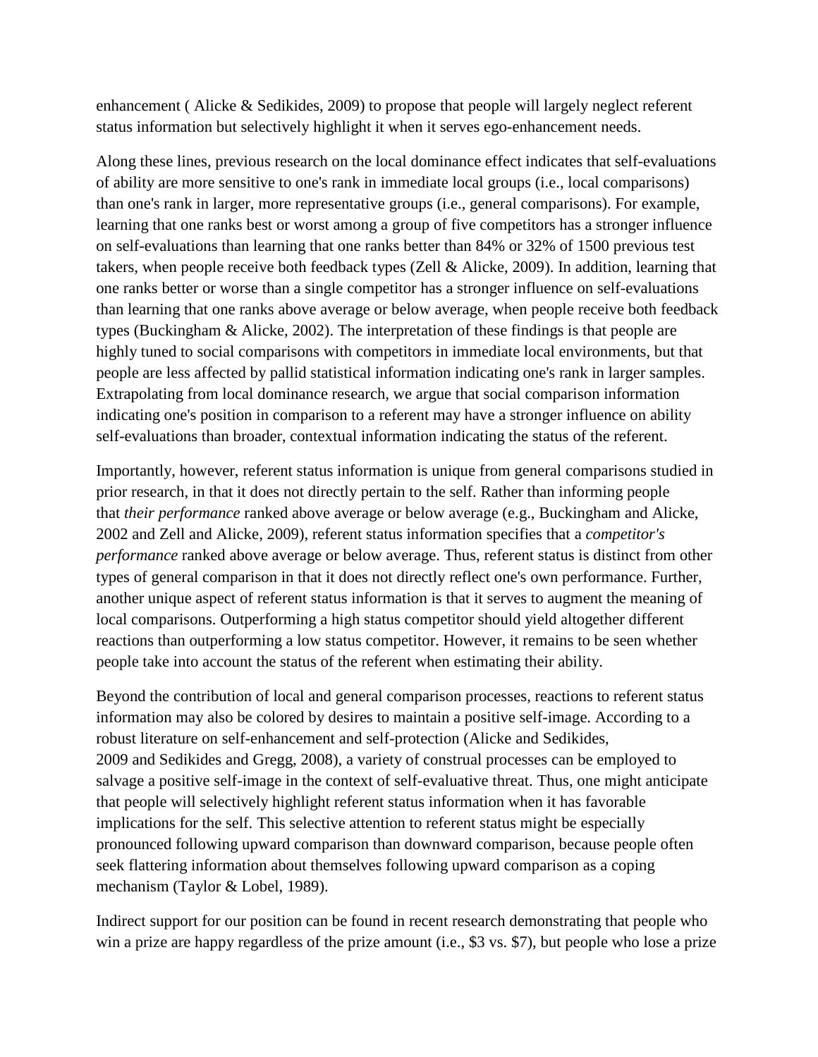enhancement ( Alicke & Sedikides, 2009) to propose that people will largely neglect referent status information but selectively highlight it when it serves ego-enhancement needs.

Along these lines, previous research on the local dominance effect indicates that self-evaluations of ability are more sensitive to one's rank in immediate local groups (i.e., local comparisons) than one's rank in larger, more representative groups (i.e., general comparisons). For example, learning that one ranks best or worst among a group of five competitors has a stronger influence on self-evaluations than learning that one ranks better than 84% or 32% of 1500 previous test takers, when people receive both feedback types (Zell & Alicke, 2009). In addition, learning that one ranks better or worse than a single competitor has a stronger influence on self-evaluations than learning that one ranks above average or below average, when people receive both feedback types (Buckingham & Alicke, 2002). The interpretation of these findings is that people are highly tuned to social comparisons with competitors in immediate local environments, but that people are less affected by pallid statistical information indicating one's rank in larger samples. Extrapolating from local dominance research, we argue that social comparison information indicating one's position in comparison to a referent may have a stronger influence on ability self-evaluations than broader, contextual information indicating the status of the referent.

Importantly, however, referent status information is unique from general comparisons studied in prior research, in that it does not directly pertain to the self. Rather than informing people that *their performance* ranked above average or below average (e.g., Buckingham and Alicke, 2002 and Zell and Alicke, 2009), referent status information specifies that a *competitor's performance* ranked above average or below average. Thus, referent status is distinct from other types of general comparison in that it does not directly reflect one's own performance. Further, another unique aspect of referent status information is that it serves to augment the meaning of local comparisons. Outperforming a high status competitor should yield altogether different reactions than outperforming a low status competitor. However, it remains to be seen whether people take into account the status of the referent when estimating their ability.

Beyond the contribution of local and general comparison processes, reactions to referent status information may also be colored by desires to maintain a positive self-image. According to a robust literature on self-enhancement and self-protection (Alicke and Sedikides, 2009 and Sedikides and Gregg, 2008), a variety of construal processes can be employed to salvage a positive self-image in the context of self-evaluative threat. Thus, one might anticipate that people will selectively highlight referent status information when it has favorable implications for the self. This selective attention to referent status might be especially pronounced following upward comparison than downward comparison, because people often seek flattering information about themselves following upward comparison as a coping mechanism (Taylor & Lobel, 1989).

Indirect support for our position can be found in recent research demonstrating that people who win a prize are happy regardless of the prize amount (i.e., $3 vs. $7), but people who lose a prize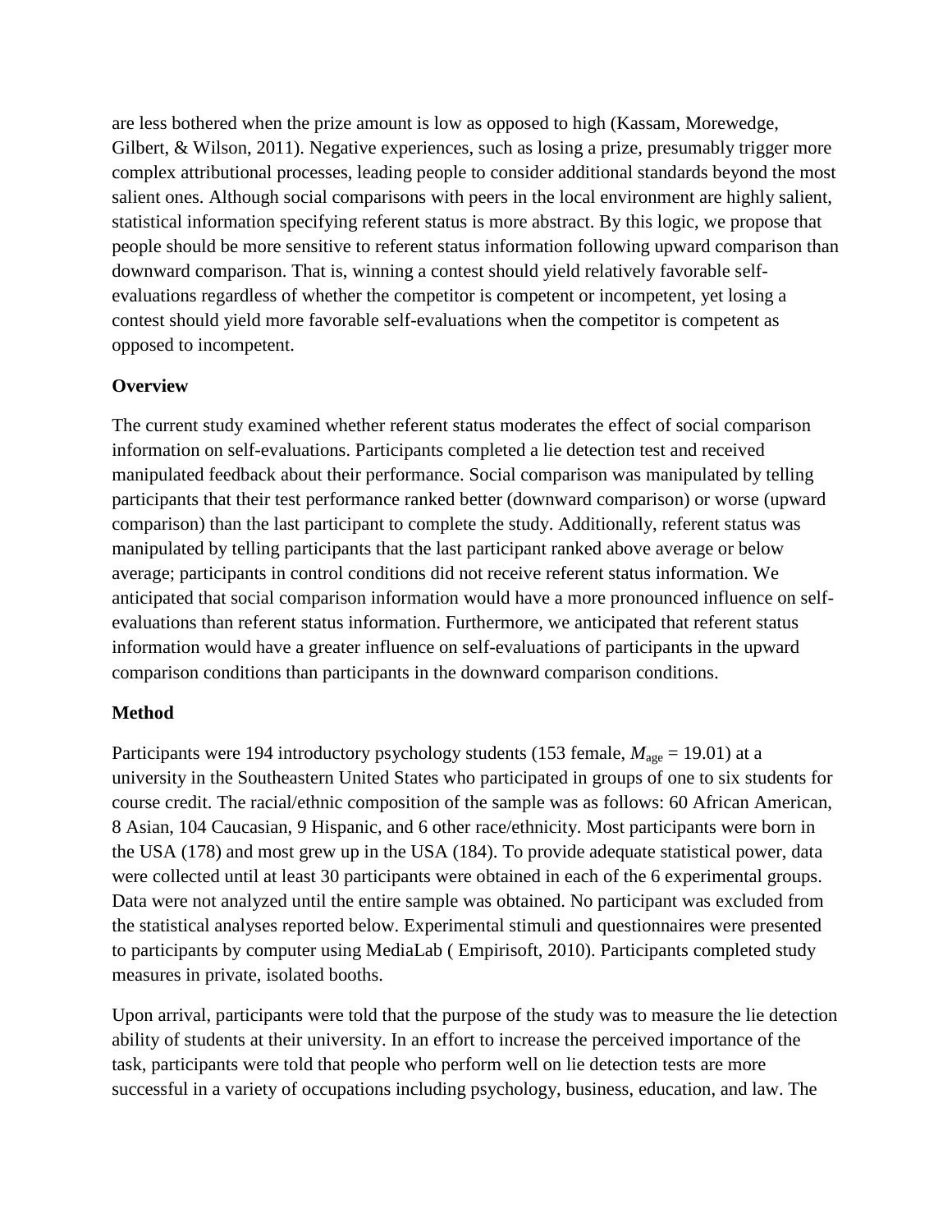are less bothered when the prize amount is low as opposed to high (Kassam, Morewedge, Gilbert, & Wilson, 2011). Negative experiences, such as losing a prize, presumably trigger more complex attributional processes, leading people to consider additional standards beyond the most salient ones. Although social comparisons with peers in the local environment are highly salient, statistical information specifying referent status is more abstract. By this logic, we propose that people should be more sensitive to referent status information following upward comparison than downward comparison. That is, winning a contest should yield relatively favorable self-evaluations regardless of whether the competitor is competent or incompetent, yet losing a contest should yield more favorable self-evaluations when the competitor is competent as opposed to incompetent.

## Overview

The current study examined whether referent status moderates the effect of social comparison information on self-evaluations. Participants completed a lie detection test and received manipulated feedback about their performance. Social comparison was manipulated by telling participants that their test performance ranked better (downward comparison) or worse (upward comparison) than the last participant to complete the study. Additionally, referent status was manipulated by telling participants that the last participant ranked above average or below average; participants in control conditions did not receive referent status information. We anticipated that social comparison information would have a more pronounced influence on self-evaluations than referent status information. Furthermore, we anticipated that referent status information would have a greater influence on self-evaluations of participants in the upward comparison conditions than participants in the downward comparison conditions.

## Method

Participants were 194 introductory psychology students (153 female, $M_{\text{age}} = 19.01$) at a university in the Southeastern United States who participated in groups of one to six students for course credit. The racial/ethnic composition of the sample was as follows: 60 African American, 8 Asian, 104 Caucasian, 9 Hispanic, and 6 other race/ethnicity. Most participants were born in the USA (178) and most grew up in the USA (184). To provide adequate statistical power, data were collected until at least 30 participants were obtained in each of the 6 experimental groups. Data were not analyzed until the entire sample was obtained. No participant was excluded from the statistical analyses reported below. Experimental stimuli and questionnaires were presented to participants by computer using MediaLab ( Empirisoft, 2010). Participants completed study measures in private, isolated booths.

Upon arrival, participants were told that the purpose of the study was to measure the lie detection ability of students at their university. In an effort to increase the perceived importance of the task, participants were told that people who perform well on lie detection tests are more successful in a variety of occupations including psychology, business, education, and law. The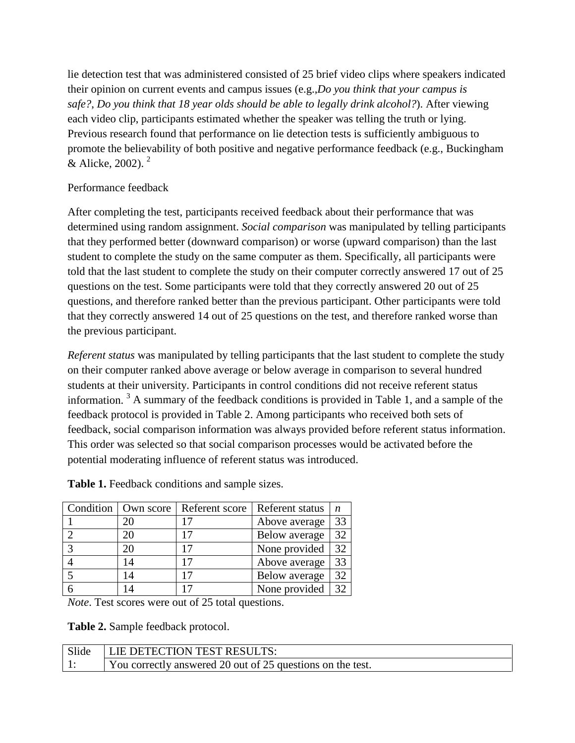lie detection test that was administered consisted of 25 brief video clips where speakers indicated their opinion on current events and campus issues (e.g.,*Do you think that your campus is safe?*, *Do you think that 18 year olds should be able to legally drink alcohol?*). After viewing each video clip, participants estimated whether the speaker was telling the truth or lying. Previous research found that performance on lie detection tests is sufficiently ambiguous to promote the believability of both positive and negative performance feedback (e.g., Buckingham & Alicke, 2002). [2]

Performance feedback

After completing the test, participants received feedback about their performance that was determined using random assignment. *Social comparison* was manipulated by telling participants that they performed better (downward comparison) or worse (upward comparison) than the last student to complete the study on the same computer as them. Specifically, all participants were told that the last student to complete the study on their computer correctly answered 17 out of 25 questions on the test. Some participants were told that they correctly answered 20 out of 25 questions, and therefore ranked better than the previous participant. Other participants were told that they correctly answered 14 out of 25 questions on the test, and therefore ranked worse than the previous participant.

*Referent status* was manipulated by telling participants that the last student to complete the study on their computer ranked above average or below average in comparison to several hundred students at their university. Participants in control conditions did not receive referent status information. [3] A summary of the feedback conditions is provided in Table 1, and a sample of the feedback protocol is provided in Table 2. Among participants who received both sets of feedback, social comparison information was always provided before referent status information. This order was selected so that social comparison processes would be activated before the potential moderating influence of referent status was introduced.

**Table 1.** Feedback conditions and sample sizes.

| Condition | Own score | Referent score | Referent status | *n* |
|---|---|---|---|---|
| 1 | 20 | 17 | Above average | 33 |
| 2 | 20 | 17 | Below average | 32 |
| 3 | 20 | 17 | None provided | 32 |
| 4 | 14 | 17 | Above average | 33 |
| 5 | 14 | 17 | Below average | 32 |
| 6 | 14 | 17 | None provided | 32 |

*Note*. Test scores were out of 25 total questions.

**Table 2.** Sample feedback protocol.

| Slide 1: | LIE DETECTION TEST RESULTS: |
|---|---|
| | You correctly answered 20 out of 25 questions on the test. |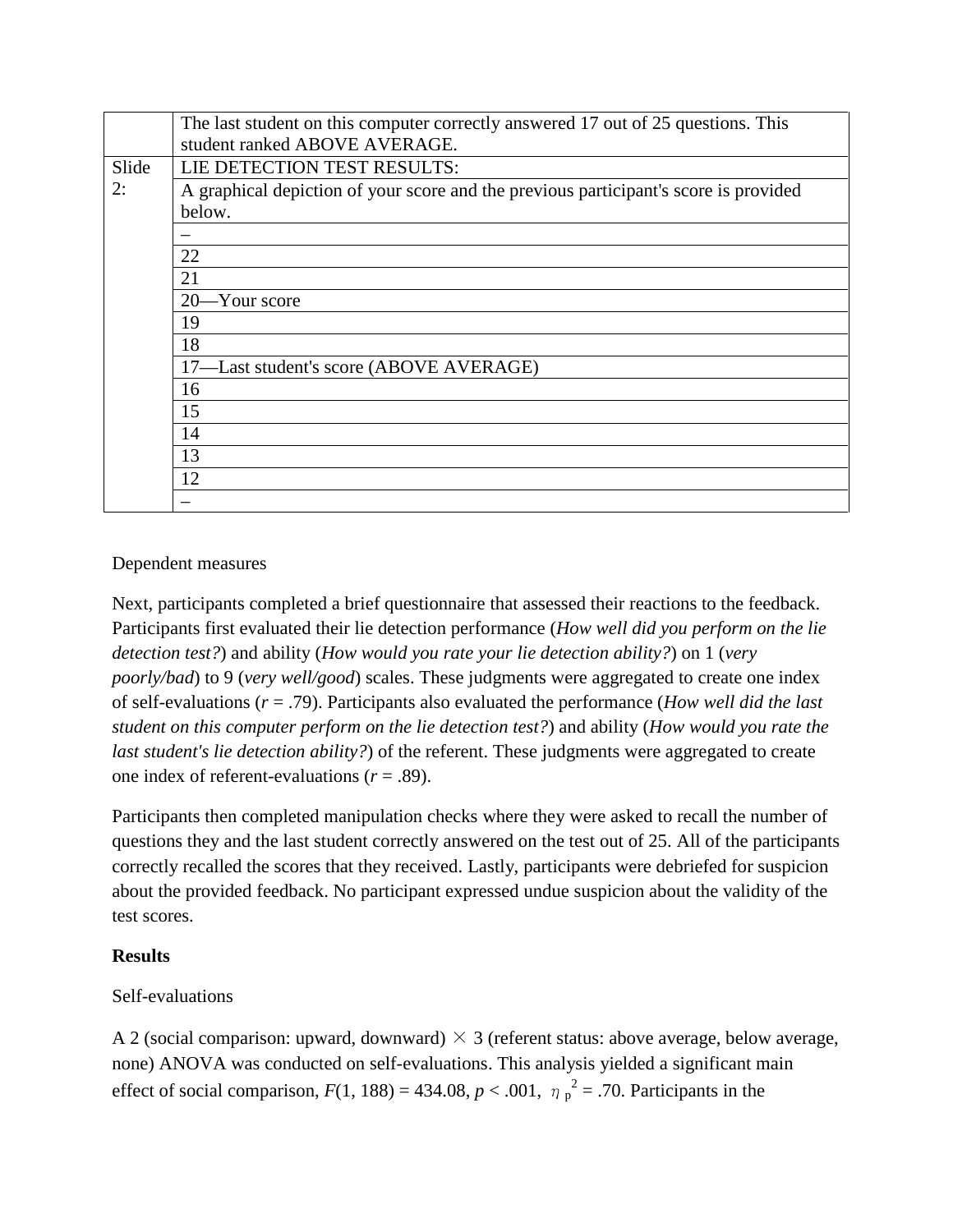| | |
|---|---|
| | The last student on this computer correctly answered 17 out of 25 questions. This student ranked ABOVE AVERAGE. |
| Slide 2: | LIE DETECTION TEST RESULTS: |
| | A graphical depiction of your score and the previous participant's score is provided below. |
| | – |
| | 22 |
| | 21 |
| | 20—Your score |
| | 19 |
| | 18 |
| | 17—Last student's score (ABOVE AVERAGE) |
| | 16 |
| | 15 |
| | 14 |
| | 13 |
| | 12 |
| | – |

Dependent measures

Next, participants completed a brief questionnaire that assessed their reactions to the feedback. Participants first evaluated their lie detection performance (*How well did you perform on the lie detection test?*) and ability (*How would you rate your lie detection ability?*) on 1 (*very poorly/bad*) to 9 (*very well/good*) scales. These judgments were aggregated to create one index of self-evaluations ($r$ = .79). Participants also evaluated the performance (*How well did the last student on this computer perform on the lie detection test?*) and ability (*How would you rate the last student's lie detection ability?*) of the referent. These judgments were aggregated to create one index of referent-evaluations ($r$ = .89).

Participants then completed manipulation checks where they were asked to recall the number of questions they and the last student correctly answered on the test out of 25. All of the participants correctly recalled the scores that they received. Lastly, participants were debriefed for suspicion about the provided feedback. No participant expressed undue suspicion about the validity of the test scores.

**Results**

Self-evaluations

A 2 (social comparison: upward, downward) × 3 (referent status: above average, below average, none) ANOVA was conducted on self-evaluations. This analysis yielded a significant main effect of social comparison, $F(1, 188) = 434.08$, $p < .001$, $\eta_p^2 = .70$. Participants in the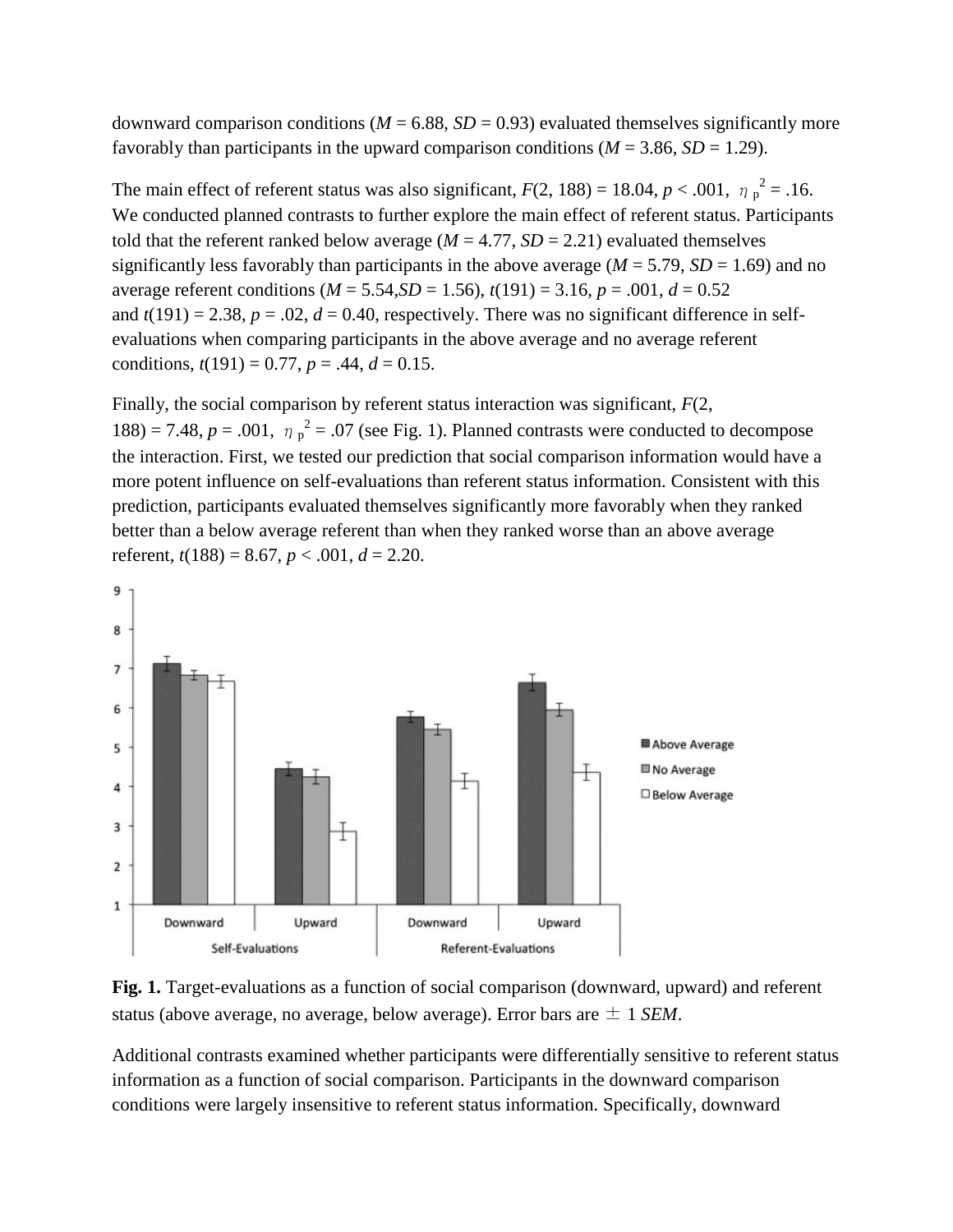downward comparison conditions ($M$ = 6.88, $SD$ = 0.93) evaluated themselves significantly more favorably than participants in the upward comparison conditions ($M$ = 3.86, $SD$ = 1.29).

The main effect of referent status was also significant, $F(2, 188) = 18.04$, $p < .001$, $\eta_p^2 = .16$. We conducted planned contrasts to further explore the main effect of referent status. Participants told that the referent ranked below average ($M$ = 4.77, $SD$ = 2.21) evaluated themselves significantly less favorably than participants in the above average ($M$ = 5.79, $SD$ = 1.69) and no average referent conditions ($M$ = 5.54, $SD$ = 1.56), $t(191) = 3.16$, $p = .001$, $d = 0.52$ and $t(191) = 2.38$, $p = .02$, $d = 0.40$, respectively. There was no significant difference in self-evaluations when comparing participants in the above average and no average referent conditions, $t(191) = 0.77$, $p = .44$, $d = 0.15$.

Finally, the social comparison by referent status interaction was significant, $F(2, 188) = 7.48$, $p = .001$, $\eta_p^2 = .07$ (see Fig. 1). Planned contrasts were conducted to decompose the interaction. First, we tested our prediction that social comparison information would have a more potent influence on self-evaluations than referent status information. Consistent with this prediction, participants evaluated themselves significantly more favorably when they ranked better than a below average referent than when they ranked worse than an above average referent, $t(188) = 8.67$, $p < .001$, $d = 2.20$.

**Fig. 1.** Target-evaluations as a function of social comparison (downward, upward) and referent status (above average, no average, below average). Error bars are ± 1 $SEM$.

Additional contrasts examined whether participants were differentially sensitive to referent status information as a function of social comparison. Participants in the downward comparison conditions were largely insensitive to referent status information. Specifically, downward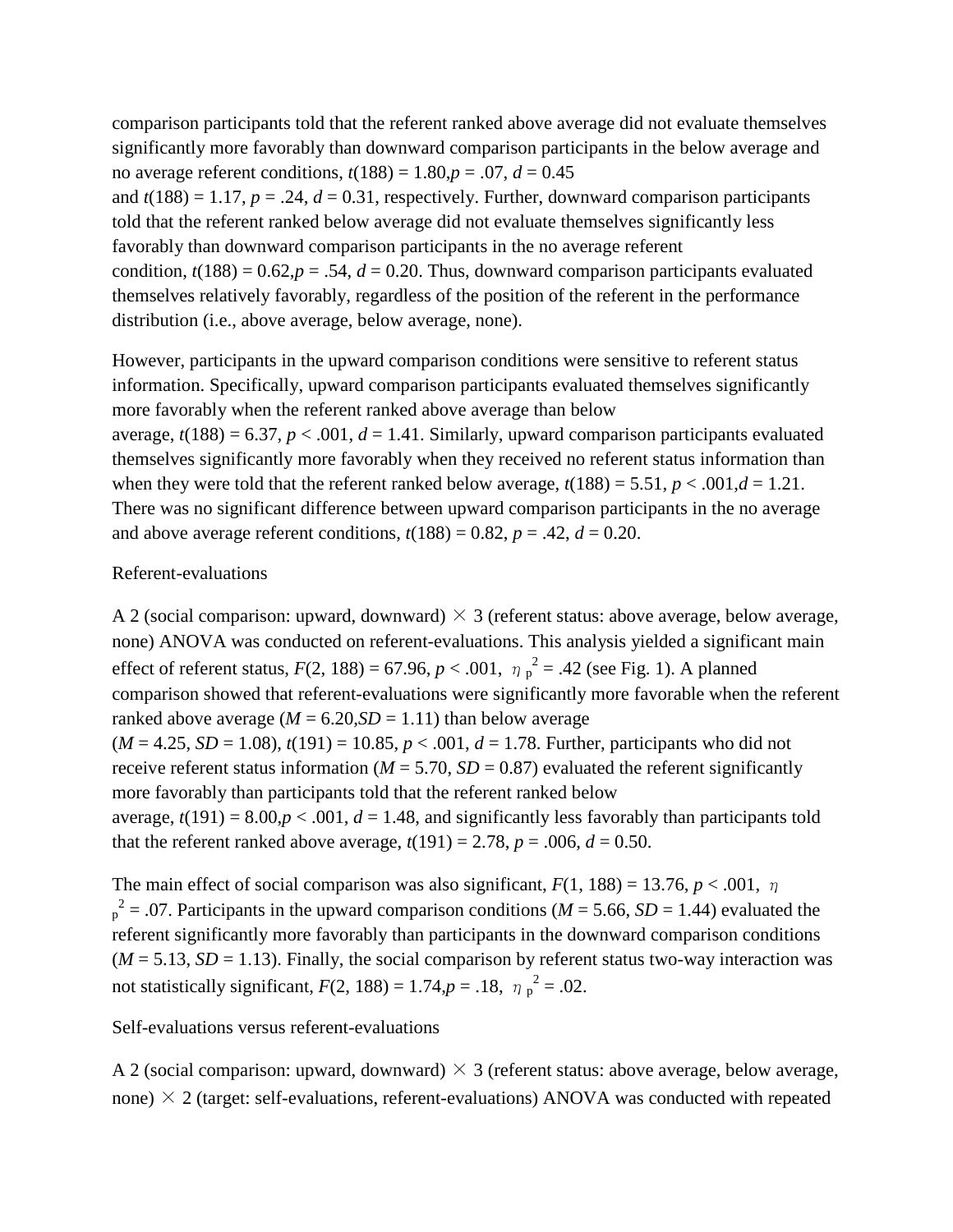comparison participants told that the referent ranked above average did not evaluate themselves significantly more favorably than downward comparison participants in the below average and no average referent conditions, $t(188) = 1.80, p = .07, d = 0.45$ and $t(188) = 1.17, p = .24, d = 0.31$, respectively. Further, downward comparison participants told that the referent ranked below average did not evaluate themselves significantly less favorably than downward comparison participants in the no average referent condition, $t(188) = 0.62, p = .54, d = 0.20$. Thus, downward comparison participants evaluated themselves relatively favorably, regardless of the position of the referent in the performance distribution (i.e., above average, below average, none).

However, participants in the upward comparison conditions were sensitive to referent status information. Specifically, upward comparison participants evaluated themselves significantly more favorably when the referent ranked above average than below average, $t(188) = 6.37, p < .001, d = 1.41$. Similarly, upward comparison participants evaluated themselves significantly more favorably when they received no referent status information than when they were told that the referent ranked below average, $t(188) = 5.51, p < .001, d = 1.21$. There was no significant difference between upward comparison participants in the no average and above average referent conditions, $t(188) = 0.82, p = .42, d = 0.20$.

Referent-evaluations

A 2 (social comparison: upward, downward) $\times$ 3 (referent status: above average, below average, none) ANOVA was conducted on referent-evaluations. This analysis yielded a significant main effect of referent status, $F(2, 188) = 67.96, p < .001, \eta_p^2 = .42$ (see Fig. 1). A planned comparison showed that referent-evaluations were significantly more favorable when the referent ranked above average ($M = 6.20, SD = 1.11$) than below average ($M = 4.25, SD = 1.08$), $t(191) = 10.85, p < .001, d = 1.78$. Further, participants who did not receive referent status information ($M = 5.70, SD = 0.87$) evaluated the referent significantly more favorably than participants told that the referent ranked below average, $t(191) = 8.00, p < .001, d = 1.48$, and significantly less favorably than participants told that the referent ranked above average, $t(191) = 2.78, p = .006, d = 0.50$.

The main effect of social comparison was also significant, $F(1, 188) = 13.76, p < .001, \eta_p^2 = .07$. Participants in the upward comparison conditions ($M = 5.66, SD = 1.44$) evaluated the referent significantly more favorably than participants in the downward comparison conditions ($M = 5.13, SD = 1.13$). Finally, the social comparison by referent status two-way interaction was not statistically significant, $F(2, 188) = 1.74, p = .18, \eta_p^2 = .02$.

Self-evaluations versus referent-evaluations

A 2 (social comparison: upward, downward) $\times$ 3 (referent status: above average, below average, none) $\times$ 2 (target: self-evaluations, referent-evaluations) ANOVA was conducted with repeated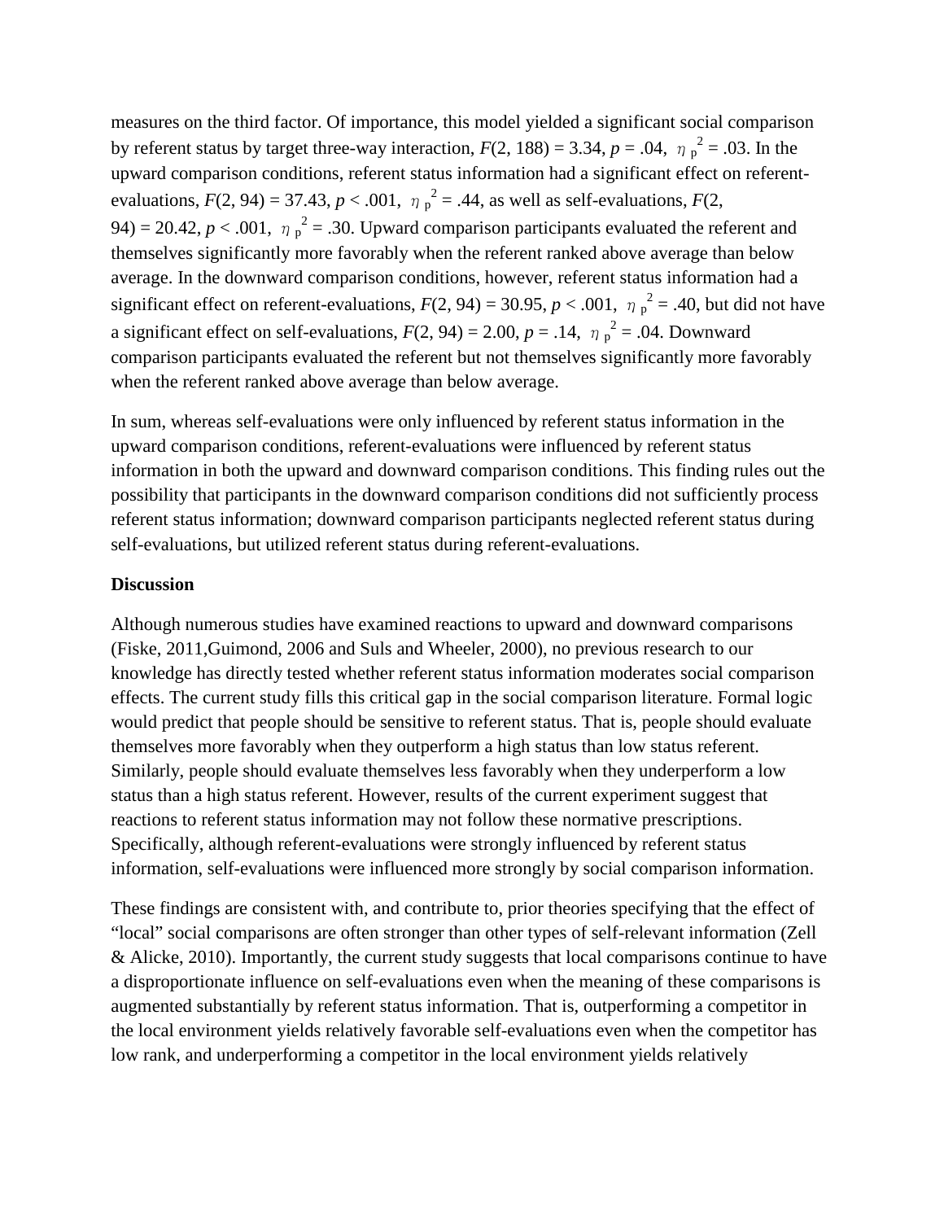measures on the third factor. Of importance, this model yielded a significant social comparison by referent status by target three-way interaction, $F(2, 188) = 3.34$, $p = .04$, $\eta_p^2 = .03$. In the upward comparison conditions, referent status information had a significant effect on referent-evaluations, $F(2, 94) = 37.43$, $p < .001$, $\eta_p^2 = .44$, as well as self-evaluations, $F(2, 94) = 20.42$, $p < .001$, $\eta_p^2 = .30$. Upward comparison participants evaluated the referent and themselves significantly more favorably when the referent ranked above average than below average. In the downward comparison conditions, however, referent status information had a significant effect on referent-evaluations, $F(2, 94) = 30.95$, $p < .001$, $\eta_p^2 = .40$, but did not have a significant effect on self-evaluations, $F(2, 94) = 2.00$, $p = .14$, $\eta_p^2 = .04$. Downward comparison participants evaluated the referent but not themselves significantly more favorably when the referent ranked above average than below average.

In sum, whereas self-evaluations were only influenced by referent status information in the upward comparison conditions, referent-evaluations were influenced by referent status information in both the upward and downward comparison conditions. This finding rules out the possibility that participants in the downward comparison conditions did not sufficiently process referent status information; downward comparison participants neglected referent status during self-evaluations, but utilized referent status during referent-evaluations.

## Discussion

Although numerous studies have examined reactions to upward and downward comparisons (Fiske, 2011,Guimond, 2006 and Suls and Wheeler, 2000), no previous research to our knowledge has directly tested whether referent status information moderates social comparison effects. The current study fills this critical gap in the social comparison literature. Formal logic would predict that people should be sensitive to referent status. That is, people should evaluate themselves more favorably when they outperform a high status than low status referent. Similarly, people should evaluate themselves less favorably when they underperform a low status than a high status referent. However, results of the current experiment suggest that reactions to referent status information may not follow these normative prescriptions. Specifically, although referent-evaluations were strongly influenced by referent status information, self-evaluations were influenced more strongly by social comparison information.

These findings are consistent with, and contribute to, prior theories specifying that the effect of "local" social comparisons are often stronger than other types of self-relevant information (Zell & Alicke, 2010). Importantly, the current study suggests that local comparisons continue to have a disproportionate influence on self-evaluations even when the meaning of these comparisons is augmented substantially by referent status information. That is, outperforming a competitor in the local environment yields relatively favorable self-evaluations even when the competitor has low rank, and underperforming a competitor in the local environment yields relatively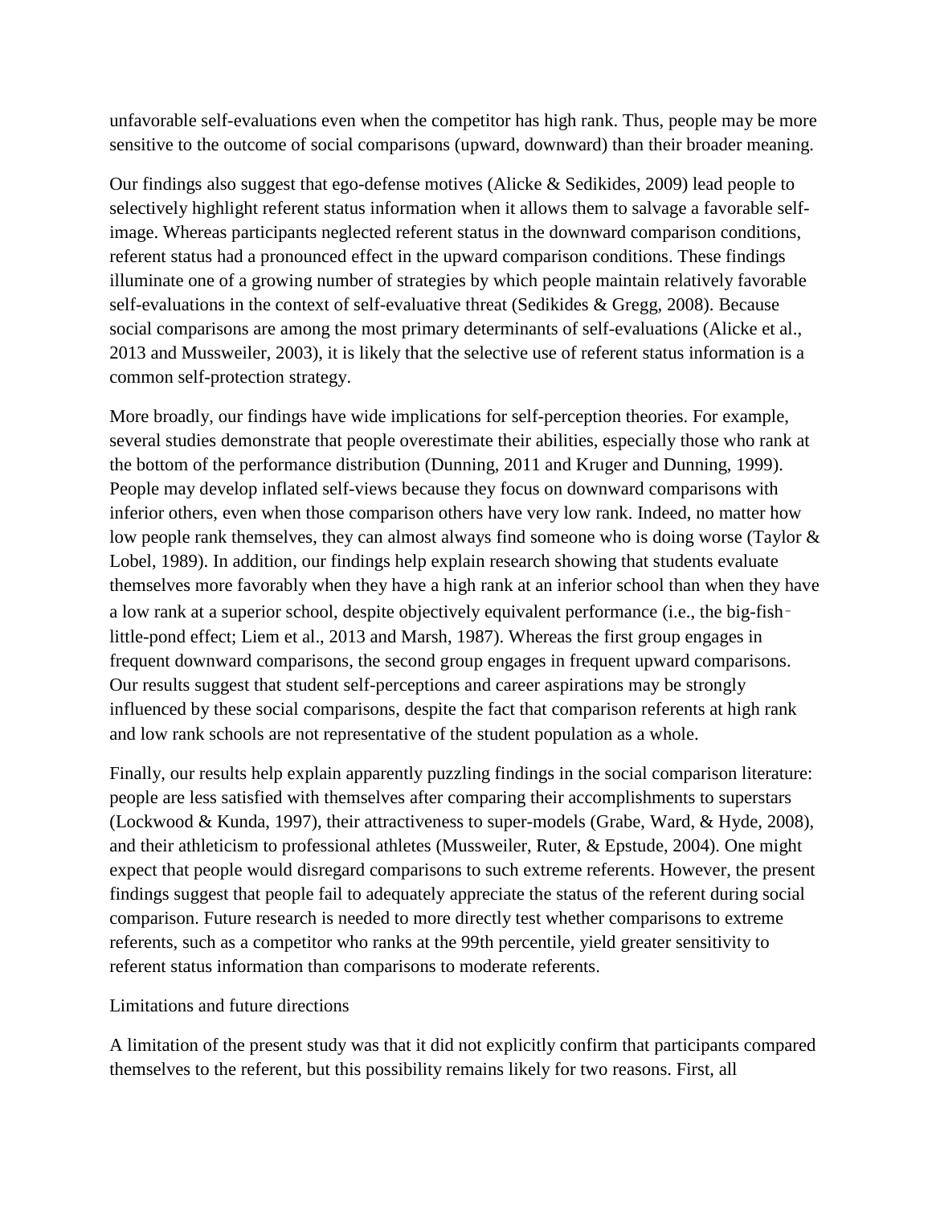unfavorable self-evaluations even when the competitor has high rank. Thus, people may be more sensitive to the outcome of social comparisons (upward, downward) than their broader meaning.

Our findings also suggest that ego-defense motives (Alicke & Sedikides, 2009) lead people to selectively highlight referent status information when it allows them to salvage a favorable self-image. Whereas participants neglected referent status in the downward comparison conditions, referent status had a pronounced effect in the upward comparison conditions. These findings illuminate one of a growing number of strategies by which people maintain relatively favorable self-evaluations in the context of self-evaluative threat (Sedikides & Gregg, 2008). Because social comparisons are among the most primary determinants of self-evaluations (Alicke et al., 2013 and Mussweiler, 2003), it is likely that the selective use of referent status information is a common self-protection strategy.

More broadly, our findings have wide implications for self-perception theories. For example, several studies demonstrate that people overestimate their abilities, especially those who rank at the bottom of the performance distribution (Dunning, 2011 and Kruger and Dunning, 1999). People may develop inflated self-views because they focus on downward comparisons with inferior others, even when those comparison others have very low rank. Indeed, no matter how low people rank themselves, they can almost always find someone who is doing worse (Taylor & Lobel, 1989). In addition, our findings help explain research showing that students evaluate themselves more favorably when they have a high rank at an inferior school than when they have a low rank at a superior school, despite objectively equivalent performance (i.e., the big-fish-little-pond effect; Liem et al., 2013 and Marsh, 1987). Whereas the first group engages in frequent downward comparisons, the second group engages in frequent upward comparisons. Our results suggest that student self-perceptions and career aspirations may be strongly influenced by these social comparisons, despite the fact that comparison referents at high rank and low rank schools are not representative of the student population as a whole.

Finally, our results help explain apparently puzzling findings in the social comparison literature: people are less satisfied with themselves after comparing their accomplishments to superstars (Lockwood & Kunda, 1997), their attractiveness to super-models (Grabe, Ward, & Hyde, 2008), and their athleticism to professional athletes (Mussweiler, Ruter, & Epstude, 2004). One might expect that people would disregard comparisons to such extreme referents. However, the present findings suggest that people fail to adequately appreciate the status of the referent during social comparison. Future research is needed to more directly test whether comparisons to extreme referents, such as a competitor who ranks at the 99th percentile, yield greater sensitivity to referent status information than comparisons to moderate referents.

## Limitations and future directions

A limitation of the present study was that it did not explicitly confirm that participants compared themselves to the referent, but this possibility remains likely for two reasons. First, all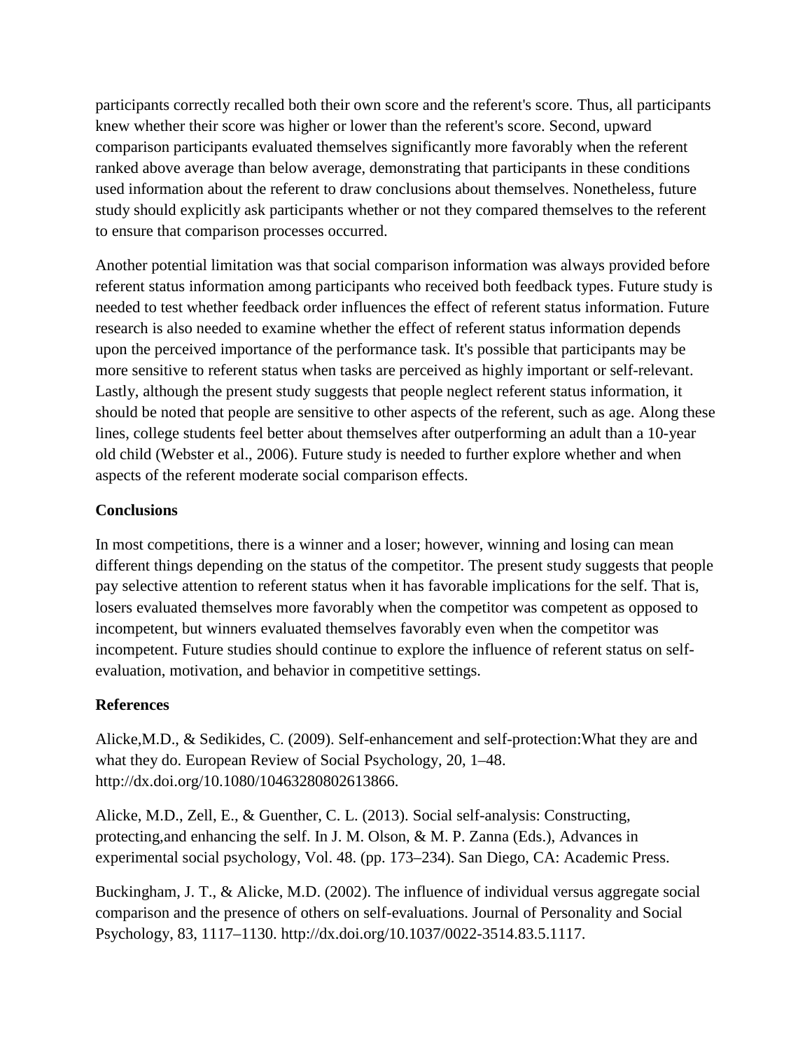participants correctly recalled both their own score and the referent's score. Thus, all participants knew whether their score was higher or lower than the referent's score. Second, upward comparison participants evaluated themselves significantly more favorably when the referent ranked above average than below average, demonstrating that participants in these conditions used information about the referent to draw conclusions about themselves. Nonetheless, future study should explicitly ask participants whether or not they compared themselves to the referent to ensure that comparison processes occurred.

Another potential limitation was that social comparison information was always provided before referent status information among participants who received both feedback types. Future study is needed to test whether feedback order influences the effect of referent status information. Future research is also needed to examine whether the effect of referent status information depends upon the perceived importance of the performance task. It's possible that participants may be more sensitive to referent status when tasks are perceived as highly important or self-relevant. Lastly, although the present study suggests that people neglect referent status information, it should be noted that people are sensitive to other aspects of the referent, such as age. Along these lines, college students feel better about themselves after outperforming an adult than a 10-year old child (Webster et al., 2006). Future study is needed to further explore whether and when aspects of the referent moderate social comparison effects.

**Conclusions**

In most competitions, there is a winner and a loser; however, winning and losing can mean different things depending on the status of the competitor. The present study suggests that people pay selective attention to referent status when it has favorable implications for the self. That is, losers evaluated themselves more favorably when the competitor was competent as opposed to incompetent, but winners evaluated themselves favorably even when the competitor was incompetent. Future studies should continue to explore the influence of referent status on self-evaluation, motivation, and behavior in competitive settings.

**References**

Alicke,M.D., & Sedikides, C. (2009). Self-enhancement and self-protection:What they are and what they do. European Review of Social Psychology, 20, 1–48. http://dx.doi.org/10.1080/10463280802613866.

Alicke, M.D., Zell, E., & Guenther, C. L. (2013). Social self-analysis: Constructing, protecting,and enhancing the self. In J. M. Olson, & M. P. Zanna (Eds.), Advances in experimental social psychology, Vol. 48. (pp. 173–234). San Diego, CA: Academic Press.

Buckingham, J. T., & Alicke, M.D. (2002). The influence of individual versus aggregate social comparison and the presence of others on self-evaluations. Journal of Personality and Social Psychology, 83, 1117–1130. http://dx.doi.org/10.1037/0022-3514.83.5.1117.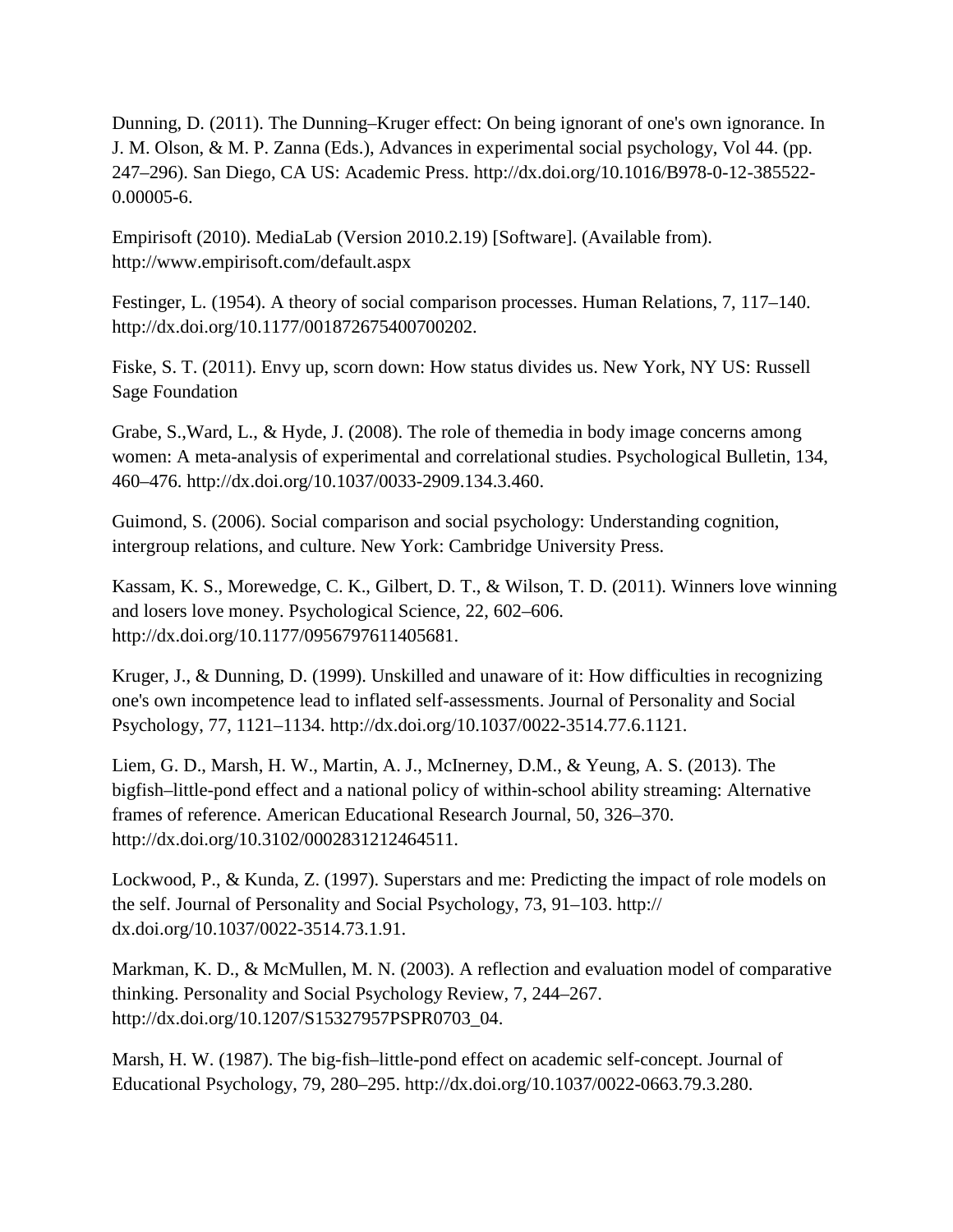Dunning, D. (2011). The Dunning–Kruger effect: On being ignorant of one's own ignorance. In J. M. Olson, & M. P. Zanna (Eds.), Advances in experimental social psychology, Vol 44. (pp. 247–296). San Diego, CA US: Academic Press. http://dx.doi.org/10.1016/B978-0-12-385522-0.00005-6.

Empirisoft (2010). MediaLab (Version 2010.2.19) [Software]. (Available from). http://www.empirisoft.com/default.aspx

Festinger, L. (1954). A theory of social comparison processes. Human Relations, 7, 117–140. http://dx.doi.org/10.1177/001872675400700202.

Fiske, S. T. (2011). Envy up, scorn down: How status divides us. New York, NY US: Russell Sage Foundation

Grabe, S.,Ward, L., & Hyde, J. (2008). The role of themedia in body image concerns among women: A meta-analysis of experimental and correlational studies. Psychological Bulletin, 134, 460–476. http://dx.doi.org/10.1037/0033-2909.134.3.460.

Guimond, S. (2006). Social comparison and social psychology: Understanding cognition, intergroup relations, and culture. New York: Cambridge University Press.

Kassam, K. S., Morewedge, C. K., Gilbert, D. T., & Wilson, T. D. (2011). Winners love winning and losers love money. Psychological Science, 22, 602–606. http://dx.doi.org/10.1177/0956797611405681.

Kruger, J., & Dunning, D. (1999). Unskilled and unaware of it: How difficulties in recognizing one's own incompetence lead to inflated self-assessments. Journal of Personality and Social Psychology, 77, 1121–1134. http://dx.doi.org/10.1037/0022-3514.77.6.1121.

Liem, G. D., Marsh, H. W., Martin, A. J., McInerney, D.M., & Yeung, A. S. (2013). The bigfish–little-pond effect and a national policy of within-school ability streaming: Alternative frames of reference. American Educational Research Journal, 50, 326–370. http://dx.doi.org/10.3102/0002831212464511.

Lockwood, P., & Kunda, Z. (1997). Superstars and me: Predicting the impact of role models on the self. Journal of Personality and Social Psychology, 73, 91–103. http://dx.doi.org/10.1037/0022-3514.73.1.91.

Markman, K. D., & McMullen, M. N. (2003). A reflection and evaluation model of comparative thinking. Personality and Social Psychology Review, 7, 244–267. http://dx.doi.org/10.1207/S15327957PSPR0703_04.

Marsh, H. W. (1987). The big-fish–little-pond effect on academic self-concept. Journal of Educational Psychology, 79, 280–295. http://dx.doi.org/10.1037/0022-0663.79.3.280.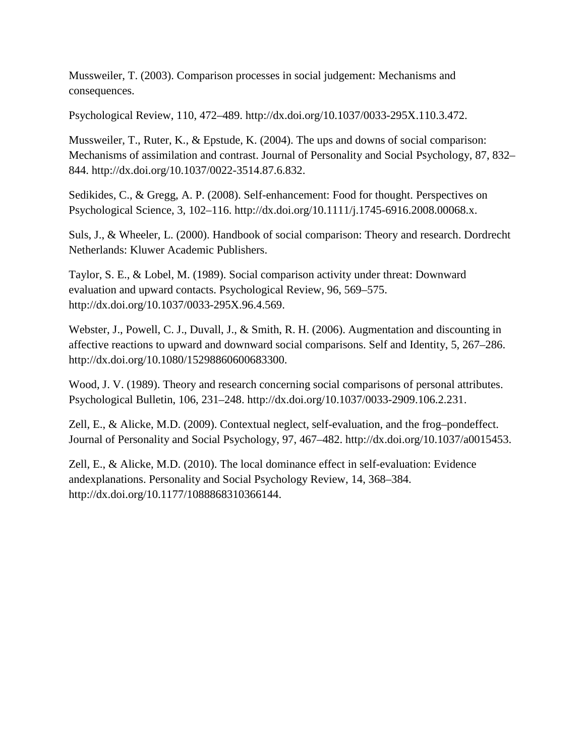Mussweiler, T. (2003). Comparison processes in social judgement: Mechanisms and consequences.

Psychological Review, 110, 472–489. http://dx.doi.org/10.1037/0033-295X.110.3.472.

Mussweiler, T., Ruter, K., & Epstude, K. (2004). The ups and downs of social comparison: Mechanisms of assimilation and contrast. Journal of Personality and Social Psychology, 87, 832–844. http://dx.doi.org/10.1037/0022-3514.87.6.832.

Sedikides, C., & Gregg, A. P. (2008). Self-enhancement: Food for thought. Perspectives on Psychological Science, 3, 102–116. http://dx.doi.org/10.1111/j.1745-6916.2008.00068.x.

Suls, J., & Wheeler, L. (2000). Handbook of social comparison: Theory and research. Dordrecht Netherlands: Kluwer Academic Publishers.

Taylor, S. E., & Lobel, M. (1989). Social comparison activity under threat: Downward evaluation and upward contacts. Psychological Review, 96, 569–575. http://dx.doi.org/10.1037/0033-295X.96.4.569.

Webster, J., Powell, C. J., Duvall, J., & Smith, R. H. (2006). Augmentation and discounting in affective reactions to upward and downward social comparisons. Self and Identity, 5, 267–286. http://dx.doi.org/10.1080/15298860600683300.

Wood, J. V. (1989). Theory and research concerning social comparisons of personal attributes. Psychological Bulletin, 106, 231–248. http://dx.doi.org/10.1037/0033-2909.106.2.231.

Zell, E., & Alicke, M.D. (2009). Contextual neglect, self-evaluation, and the frog–pondeffect. Journal of Personality and Social Psychology, 97, 467–482. http://dx.doi.org/10.1037/a0015453.

Zell, E., & Alicke, M.D. (2010). The local dominance effect in self-evaluation: Evidence andexplanations. Personality and Social Psychology Review, 14, 368–384. http://dx.doi.org/10.1177/1088868310366144.